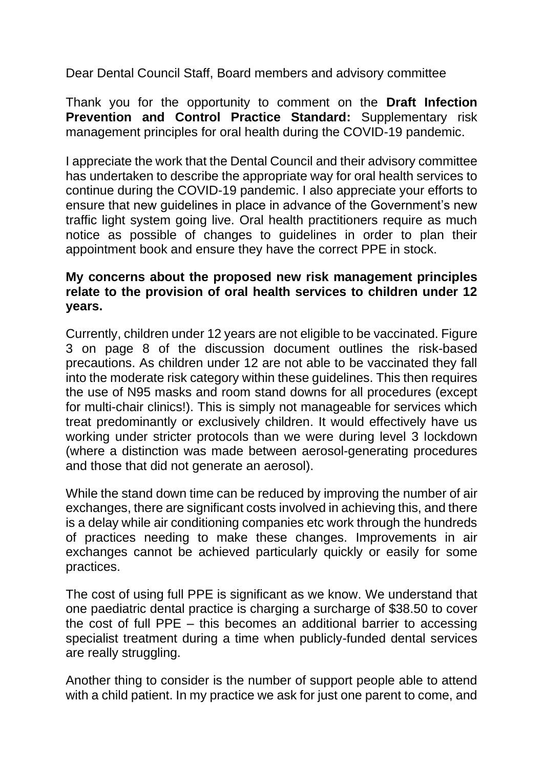Dear Dental Council Staff, Board members and advisory committee

Thank you for the opportunity to comment on the **Draft Infection Prevention and Control Practice Standard:** Supplementary risk management principles for oral health during the COVID-19 pandemic.

I appreciate the work that the Dental Council and their advisory committee has undertaken to describe the appropriate way for oral health services to continue during the COVID-19 pandemic. I also appreciate your efforts to ensure that new guidelines in place in advance of the Government's new traffic light system going live. Oral health practitioners require as much notice as possible of changes to guidelines in order to plan their appointment book and ensure they have the correct PPE in stock.

**My concerns about the proposed new risk management principles relate to the provision of oral health services to children under 12 years.**

Currently, children under 12 years are not eligible to be vaccinated. Figure 3 on page 8 of the discussion document outlines the risk-based precautions. As children under 12 are not able to be vaccinated they fall into the moderate risk category within these guidelines. This then requires the use of N95 masks and room stand downs for all procedures (except for multi-chair clinics!). This is simply not manageable for services which treat predominantly or exclusively children. It would effectively have us working under stricter protocols than we were during level 3 lockdown (where a distinction was made between aerosol-generating procedures and those that did not generate an aerosol).

While the stand down time can be reduced by improving the number of air exchanges, there are significant costs involved in achieving this, and there is a delay while air conditioning companies etc work through the hundreds of practices needing to make these changes. Improvements in air exchanges cannot be achieved particularly quickly or easily for some practices.

The cost of using full PPE is significant as we know. We understand that one paediatric dental practice is charging a surcharge of $38.50 to cover the cost of full PPE – this becomes an additional barrier to accessing specialist treatment during a time when publicly-funded dental services are really struggling.

Another thing to consider is the number of support people able to attend with a child patient. In my practice we ask for just one parent to come, and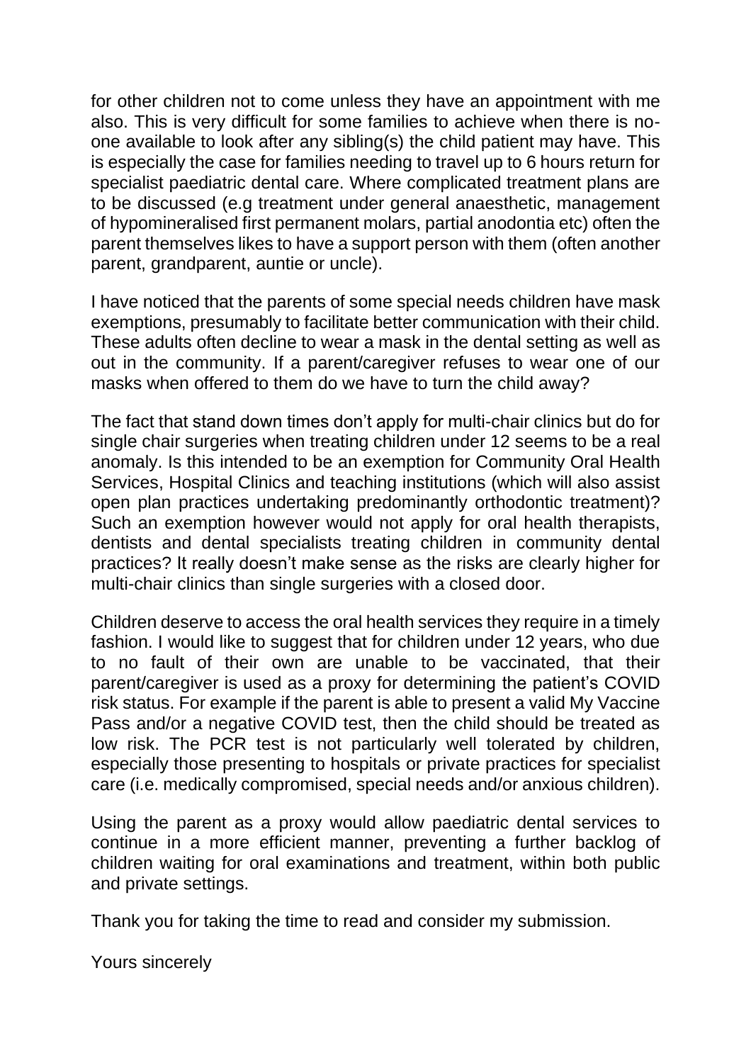for other children not to come unless they have an appointment with me also. This is very difficult for some families to achieve when there is no-one available to look after any sibling(s) the child patient may have. This is especially the case for families needing to travel up to 6 hours return for specialist paediatric dental care. Where complicated treatment plans are to be discussed (e.g treatment under general anaesthetic, management of hypomineralised first permanent molars, partial anodontia etc) often the parent themselves likes to have a support person with them (often another parent, grandparent, auntie or uncle).

I have noticed that the parents of some special needs children have mask exemptions, presumably to facilitate better communication with their child. These adults often decline to wear a mask in the dental setting as well as out in the community. If a parent/caregiver refuses to wear one of our masks when offered to them do we have to turn the child away?

The fact that stand down times don't apply for multi-chair clinics but do for single chair surgeries when treating children under 12 seems to be a real anomaly. Is this intended to be an exemption for Community Oral Health Services, Hospital Clinics and teaching institutions (which will also assist open plan practices undertaking predominantly orthodontic treatment)? Such an exemption however would not apply for oral health therapists, dentists and dental specialists treating children in community dental practices? It really doesn't make sense as the risks are clearly higher for multi-chair clinics than single surgeries with a closed door.

Children deserve to access the oral health services they require in a timely fashion. I would like to suggest that for children under 12 years, who due to no fault of their own are unable to be vaccinated, that their parent/caregiver is used as a proxy for determining the patient's COVID risk status. For example if the parent is able to present a valid My Vaccine Pass and/or a negative COVID test, then the child should be treated as low risk. The PCR test is not particularly well tolerated by children, especially those presenting to hospitals or private practices for specialist care (i.e. medically compromised, special needs and/or anxious children).

Using the parent as a proxy would allow paediatric dental services to continue in a more efficient manner, preventing a further backlog of children waiting for oral examinations and treatment, within both public and private settings.

Thank you for taking the time to read and consider my submission.

Yours sincerely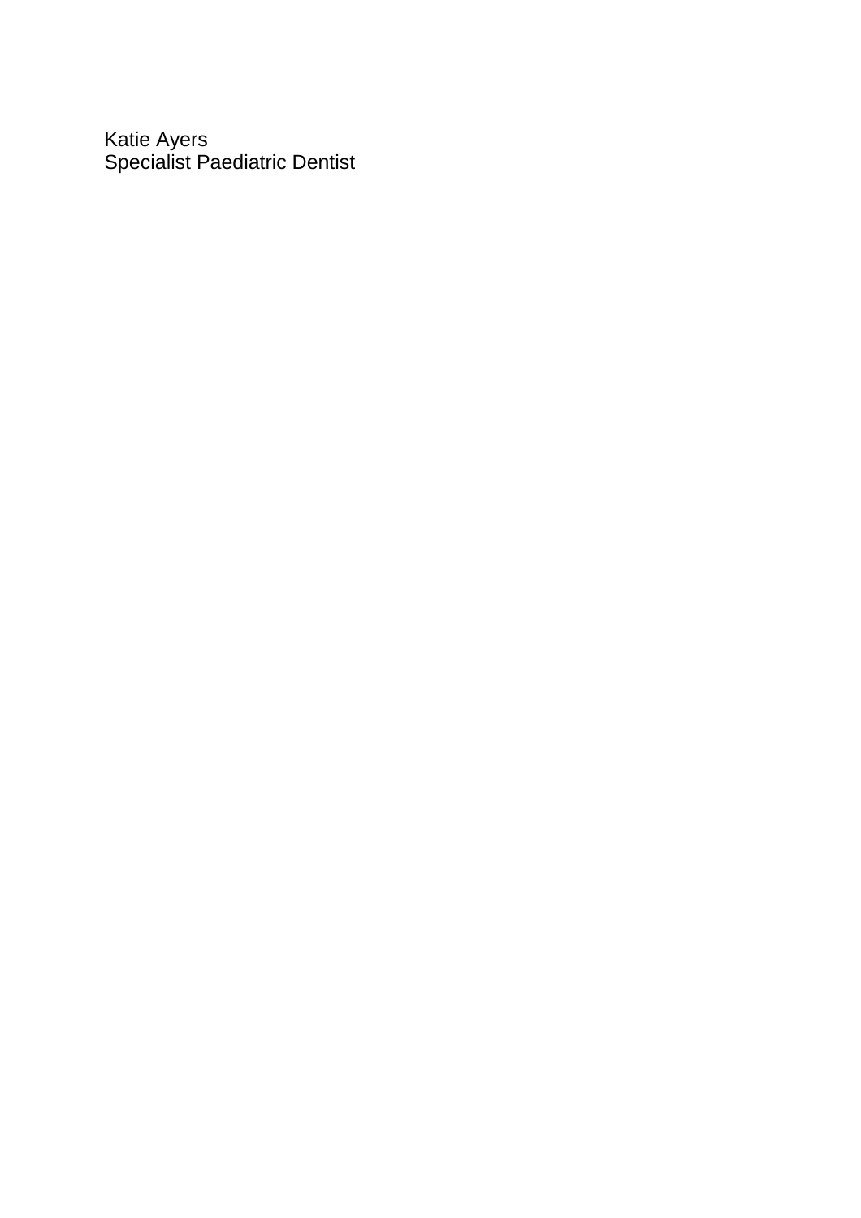Katie Ayers
Specialist Paediatric Dentist